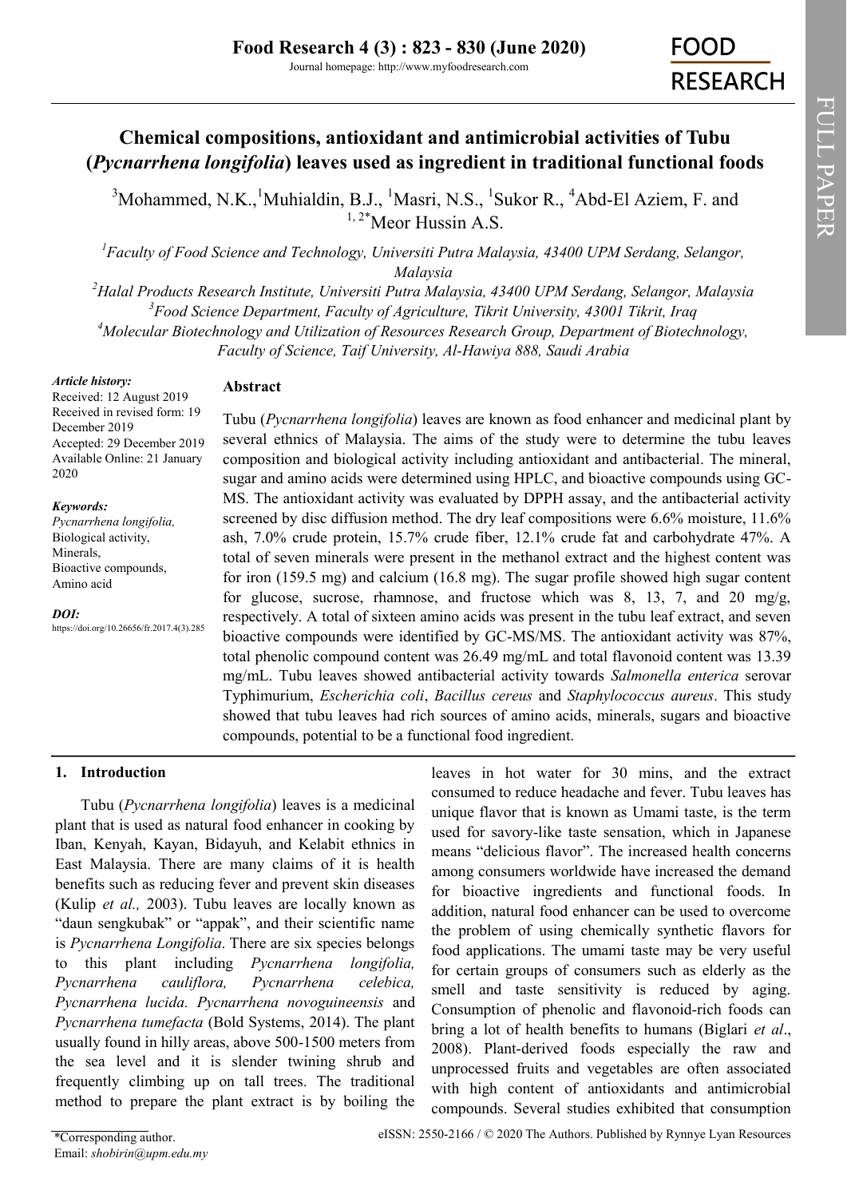# Chemical compositions, antioxidant and antimicrobial activities of Tubu (*Pycnarrhena longifolia*) leaves used as ingredient in traditional functional foods

[3]Mohammed, N.K., [1]Muhialdin, B.J., [1]Masri, N.S., [1]Sukor R., [4]Abd-El Aziem, F. and [1, 2*]Meor Hussin A.S.

[1]*Faculty of Food Science and Technology, Universiti Putra Malaysia, 43400 UPM Serdang, Selangor, Malaysia*

[2]*Halal Products Research Institute, Universiti Putra Malaysia, 43400 UPM Serdang, Selangor, Malaysia*

[3]*Food Science Department, Faculty of Agriculture, Tikrit University, 43001 Tikrit, Iraq*

[4]*Molecular Biotechnology and Utilization of Resources Research Group, Department of Biotechnology, Faculty of Science, Taif University, Al-Hawiya 888, Saudi Arabia*

***Article history:***
Received: 12 August 2019
Received in revised form: 19 December 2019
Accepted: 29 December 2019
Available Online: 21 January 2020

***Keywords:***
*Pycnarrhena longifolia,*
Biological activity,
Minerals,
Bioactive compounds,
Amino acid

***DOI:***
https://doi.org/10.26656/fr.2017.4(3).285

## Abstract

Tubu (*Pycnarrhena longifolia*) leaves are known as food enhancer and medicinal plant by several ethnics of Malaysia. The aims of the study were to determine the tubu leaves composition and biological activity including antioxidant and antibacterial. The mineral, sugar and amino acids were determined using HPLC, and bioactive compounds using GC-MS. The antioxidant activity was evaluated by DPPH assay, and the antibacterial activity screened by disc diffusion method. The dry leaf compositions were 6.6% moisture, 11.6% ash, 7.0% crude protein, 15.7% crude fiber, 12.1% crude fat and carbohydrate 47%. A total of seven minerals were present in the methanol extract and the highest content was for iron (159.5 mg) and calcium (16.8 mg). The sugar profile showed high sugar content for glucose, sucrose, rhamnose, and fructose which was 8, 13, 7, and 20 mg/g, respectively. A total of sixteen amino acids was present in the tubu leaf extract, and seven bioactive compounds were identified by GC-MS/MS. The antioxidant activity was 87%, total phenolic compound content was 26.49 mg/mL and total flavonoid content was 13.39 mg/mL. Tubu leaves showed antibacterial activity towards *Salmonella enterica* serovar Typhimurium, *Escherichia coli*, *Bacillus cereus* and *Staphylococcus aureus*. This study showed that tubu leaves had rich sources of amino acids, minerals, sugars and bioactive compounds, potential to be a functional food ingredient.

## 1. Introduction

Tubu (*Pycnarrhena longifolia*) leaves is a medicinal plant that is used as natural food enhancer in cooking by Iban, Kenyah, Kayan, Bidayuh, and Kelabit ethnics in East Malaysia. There are many claims of it is health benefits such as reducing fever and prevent skin diseases (Kulip *et al.,* 2003). Tubu leaves are locally known as "daun sengkubak" or "appak", and their scientific name is *Pycnarrhena Longifolia*. There are six species belongs to this plant including *Pycnarrhena longifolia, Pycnarrhena cauliflora, Pycnarrhena celebica, Pycnarrhena lucida. Pycnarrhena novoguineensis* and *Pycnarrhena tumefacta* (Bold Systems, 2014). The plant usually found in hilly areas, above 500-1500 meters from the sea level and it is slender twining shrub and frequently climbing up on tall trees. The traditional method to prepare the plant extract is by boiling the leaves in hot water for 30 mins, and the extract consumed to reduce headache and fever. Tubu leaves has unique flavor that is known as Umami taste, is the term used for savory-like taste sensation, which in Japanese means "delicious flavor". The increased health concerns among consumers worldwide have increased the demand for bioactive ingredients and functional foods. In addition, natural food enhancer can be used to overcome the problem of using chemically synthetic flavors for food applications. The umami taste may be very useful for certain groups of consumers such as elderly as the smell and taste sensitivity is reduced by aging. Consumption of phenolic and flavonoid-rich foods can bring a lot of health benefits to humans (Biglari *et al*., 2008). Plant-derived foods especially the raw and unprocessed fruits and vegetables are often associated with high content of antioxidants and antimicrobial compounds. Several studies exhibited that consumption

*Corresponding author.
Email: *shobirin@upm.edu.my*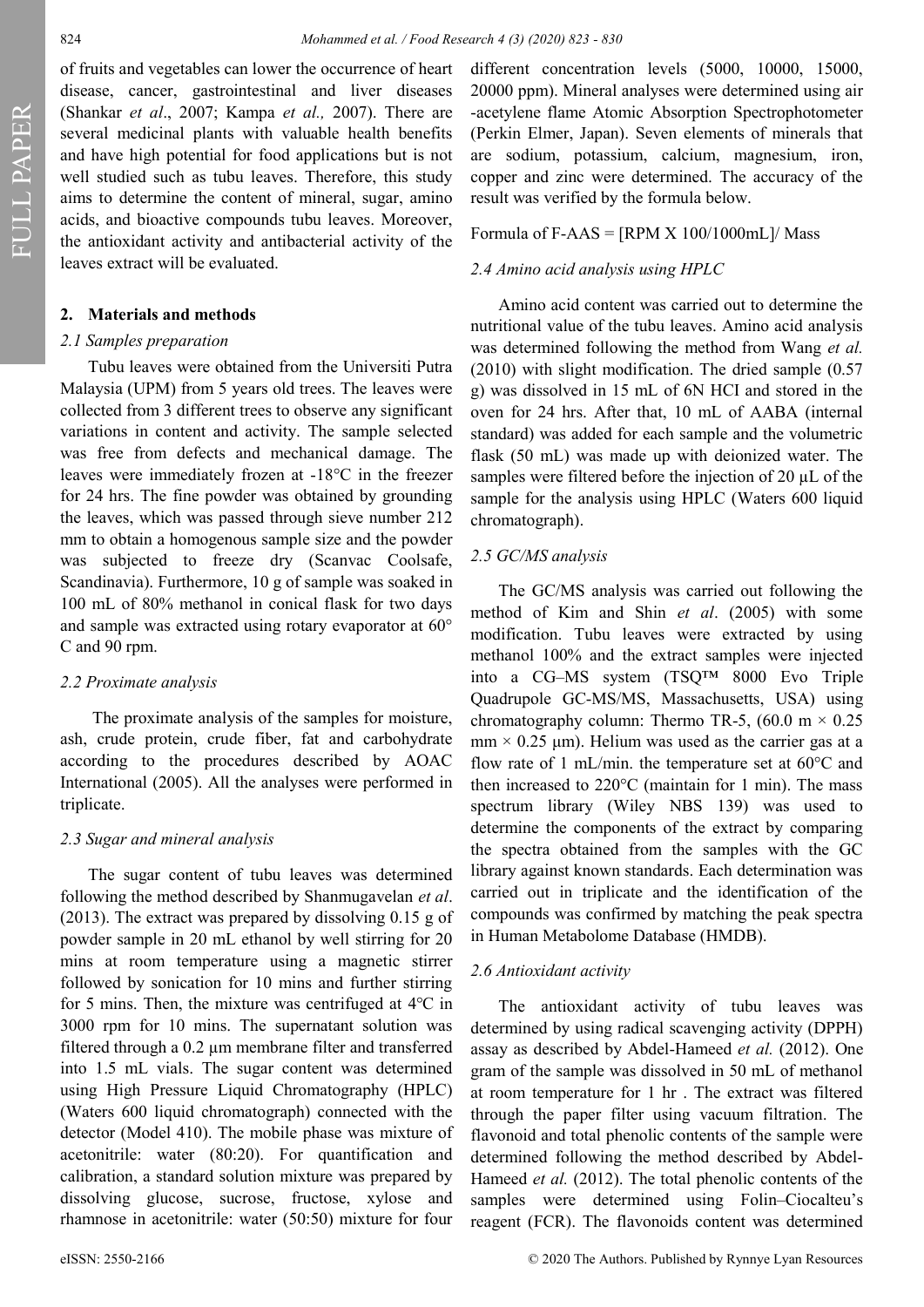of fruits and vegetables can lower the occurrence of heart disease, cancer, gastrointestinal and liver diseases (Shankar *et al*., 2007; Kampa *et al.,* 2007). There are several medicinal plants with valuable health benefits and have high potential for food applications but is not well studied such as tubu leaves. Therefore, this study aims to determine the content of mineral, sugar, amino acids, and bioactive compounds tubu leaves. Moreover, the antioxidant activity and antibacterial activity of the leaves extract will be evaluated.

## 2. Materials and methods

### *2.1 Samples preparation*

Tubu leaves were obtained from the Universiti Putra Malaysia (UPM) from 5 years old trees. The leaves were collected from 3 different trees to observe any significant variations in content and activity. The sample selected was free from defects and mechanical damage. The leaves were immediately frozen at -18°C in the freezer for 24 hrs. The fine powder was obtained by grounding the leaves, which was passed through sieve number 212 mm to obtain a homogenous sample size and the powder was subjected to freeze dry (Scanvac Coolsafe, Scandinavia). Furthermore, 10 g of sample was soaked in 100 mL of 80% methanol in conical flask for two days and sample was extracted using rotary evaporator at 60°C and 90 rpm.

### *2.2 Proximate analysis*

The proximate analysis of the samples for moisture, ash, crude protein, crude fiber, fat and carbohydrate according to the procedures described by AOAC International (2005). All the analyses were performed in triplicate.

### *2.3 Sugar and mineral analysis*

The sugar content of tubu leaves was determined following the method described by Shanmugavelan *et al*. (2013). The extract was prepared by dissolving 0.15 g of powder sample in 20 mL ethanol by well stirring for 20 mins at room temperature using a magnetic stirrer followed by sonication for 10 mins and further stirring for 5 mins. Then, the mixture was centrifuged at 4℃ in 3000 rpm for 10 mins. The supernatant solution was filtered through a 0.2 µm membrane filter and transferred into 1.5 mL vials. The sugar content was determined using High Pressure Liquid Chromatography (HPLC) (Waters 600 liquid chromatograph) connected with the detector (Model 410). The mobile phase was mixture of acetonitrile: water (80:20). For quantification and calibration, a standard solution mixture was prepared by dissolving glucose, sucrose, fructose, xylose and rhamnose in acetonitrile: water (50:50) mixture for four different concentration levels (5000, 10000, 15000, 20000 ppm). Mineral analyses were determined using air -acetylene flame Atomic Absorption Spectrophotometer (Perkin Elmer, Japan). Seven elements of minerals that are sodium, potassium, calcium, magnesium, iron, copper and zinc were determined. The accuracy of the result was verified by the formula below.

Formula of F-AAS = [RPM X 100/1000mL]/ Mass

### *2.4 Amino acid analysis using HPLC*

Amino acid content was carried out to determine the nutritional value of the tubu leaves. Amino acid analysis was determined following the method from Wang *et al.* (2010) with slight modification. The dried sample (0.57 g) was dissolved in 15 mL of 6N HCI and stored in the oven for 24 hrs. After that, 10 mL of AABA (internal standard) was added for each sample and the volumetric flask (50 mL) was made up with deionized water. The samples were filtered before the injection of 20 µL of the sample for the analysis using HPLC (Waters 600 liquid chromatograph).

### *2.5 GC/MS analysis*

The GC/MS analysis was carried out following the method of Kim and Shin *et al*. (2005) with some modification. Tubu leaves were extracted by using methanol 100% and the extract samples were injected into a CG–MS system (TSQ™ 8000 Evo Triple Quadrupole GC-MS/MS, Massachusetts, USA) using chromatography column: Thermo TR-5, (60.0 m × 0.25 mm × 0.25 µm). Helium was used as the carrier gas at a flow rate of 1 mL/min. the temperature set at 60°C and then increased to 220°C (maintain for 1 min). The mass spectrum library (Wiley NBS 139) was used to determine the components of the extract by comparing the spectra obtained from the samples with the GC library against known standards. Each determination was carried out in triplicate and the identification of the compounds was confirmed by matching the peak spectra in Human Metabolome Database (HMDB).

### *2.6 Antioxidant activity*

The antioxidant activity of tubu leaves was determined by using radical scavenging activity (DPPH) assay as described by Abdel-Hameed *et al.* (2012). One gram of the sample was dissolved in 50 mL of methanol at room temperature for 1 hr . The extract was filtered through the paper filter using vacuum filtration. The flavonoid and total phenolic contents of the sample were determined following the method described by Abdel-Hameed *et al.* (2012). The total phenolic contents of the samples were determined using Folin–Ciocalteu's reagent (FCR). The flavonoids content was determined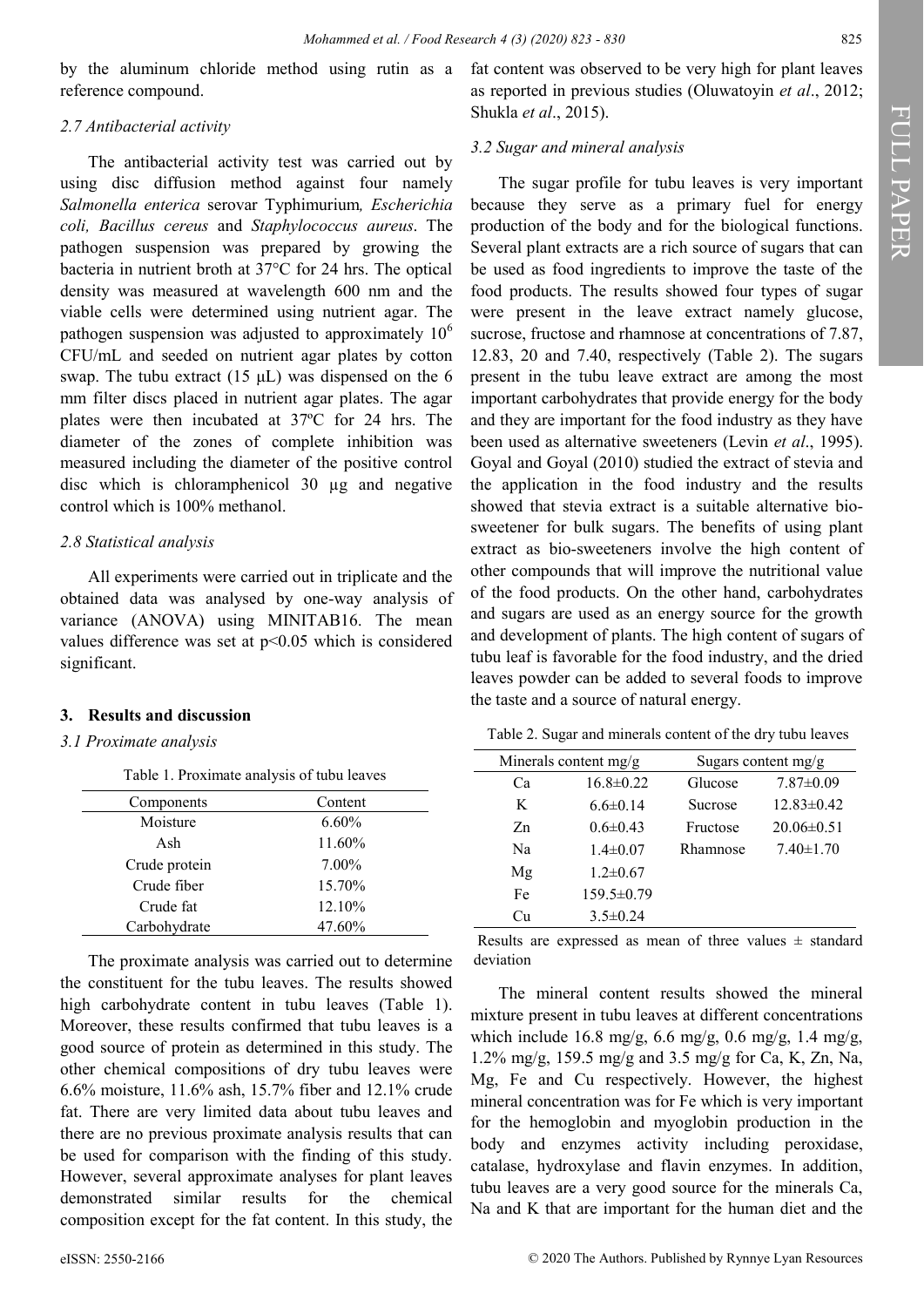by the aluminum chloride method using rutin as a reference compound.

### *2.7 Antibacterial activity*

The antibacterial activity test was carried out by using disc diffusion method against four namely *Salmonella enterica* serovar Typhimurium*, Escherichia coli, Bacillus cereus* and *Staphylococcus aureus*. The pathogen suspension was prepared by growing the bacteria in nutrient broth at 37°C for 24 hrs. The optical density was measured at wavelength 600 nm and the viable cells were determined using nutrient agar. The pathogen suspension was adjusted to approximately $10^6$ CFU/mL and seeded on nutrient agar plates by cotton swap. The tubu extract (15 µL) was dispensed on the 6 mm filter discs placed in nutrient agar plates. The agar plates were then incubated at 37ºC for 24 hrs. The diameter of the zones of complete inhibition was measured including the diameter of the positive control disc which is chloramphenicol 30 µg and negative control which is 100% methanol.

### *2.8 Statistical analysis*

All experiments were carried out in triplicate and the obtained data was analysed by one-way analysis of variance (ANOVA) using MINITAB16. The mean values difference was set at $p<0.05$ which is considered significant.

## 3. Results and discussion

### *3.1 Proximate analysis*

Table 1. Proximate analysis of tubu leaves

| Components | Content |
|---|---|
| Moisture | 6.60% |
| Ash | 11.60% |
| Crude protein | 7.00% |
| Crude fiber | 15.70% |
| Crude fat | 12.10% |
| Carbohydrate | 47.60% |

The proximate analysis was carried out to determine the constituent for the tubu leaves. The results showed high carbohydrate content in tubu leaves (Table 1). Moreover, these results confirmed that tubu leaves is a good source of protein as determined in this study. The other chemical compositions of dry tubu leaves were 6.6% moisture, 11.6% ash, 15.7% fiber and 12.1% crude fat. There are very limited data about tubu leaves and there are no previous proximate analysis results that can be used for comparison with the finding of this study. However, several approximate analyses for plant leaves demonstrated similar results for the chemical composition except for the fat content. In this study, the fat content was observed to be very high for plant leaves as reported in previous studies (Oluwatoyin *et al*., 2012; Shukla *et al*., 2015).

### *3.2 Sugar and mineral analysis*

The sugar profile for tubu leaves is very important because they serve as a primary fuel for energy production of the body and for the biological functions. Several plant extracts are a rich source of sugars that can be used as food ingredients to improve the taste of the food products. The results showed four types of sugar were present in the leave extract namely glucose, sucrose, fructose and rhamnose at concentrations of 7.87, 12.83, 20 and 7.40, respectively (Table 2). The sugars present in the tubu leave extract are among the most important carbohydrates that provide energy for the body and they are important for the food industry as they have been used as alternative sweeteners (Levin *et al*., 1995). Goyal and Goyal (2010) studied the extract of stevia and the application in the food industry and the results showed that stevia extract is a suitable alternative bio-sweetener for bulk sugars. The benefits of using plant extract as bio-sweeteners involve the high content of other compounds that will improve the nutritional value of the food products. On the other hand, carbohydrates and sugars are used as an energy source for the growth and development of plants. The high content of sugars of tubu leaf is favorable for the food industry, and the dried leaves powder can be added to several foods to improve the taste and a source of natural energy.

Table 2. Sugar and minerals content of the dry tubu leaves

| Minerals content mg/g | | Sugars content mg/g | |
|---|---|---|---|
| Ca | 16.8±0.22 | Glucose | 7.87±0.09 |
| K | 6.6±0.14 | Sucrose | 12.83±0.42 |
| Zn | 0.6±0.43 | Fructose | 20.06±0.51 |
| Na | 1.4±0.07 | Rhamnose | 7.40±1.70 |
| Mg | 1.2±0.67 | | |
| Fe | 159.5±0.79 | | |
| Cu | 3.5±0.24 | | |

Results are expressed as mean of three values ± standard deviation

The mineral content results showed the mineral mixture present in tubu leaves at different concentrations which include 16.8 mg/g, 6.6 mg/g, 0.6 mg/g, 1.4 mg/g, 1.2% mg/g, 159.5 mg/g and 3.5 mg/g for Ca, K, Zn, Na, Mg, Fe and Cu respectively. However, the highest mineral concentration was for Fe which is very important for the hemoglobin and myoglobin production in the body and enzymes activity including peroxidase, catalase, hydroxylase and flavin enzymes. In addition, tubu leaves are a very good source for the minerals Ca, Na and K that are important for the human diet and the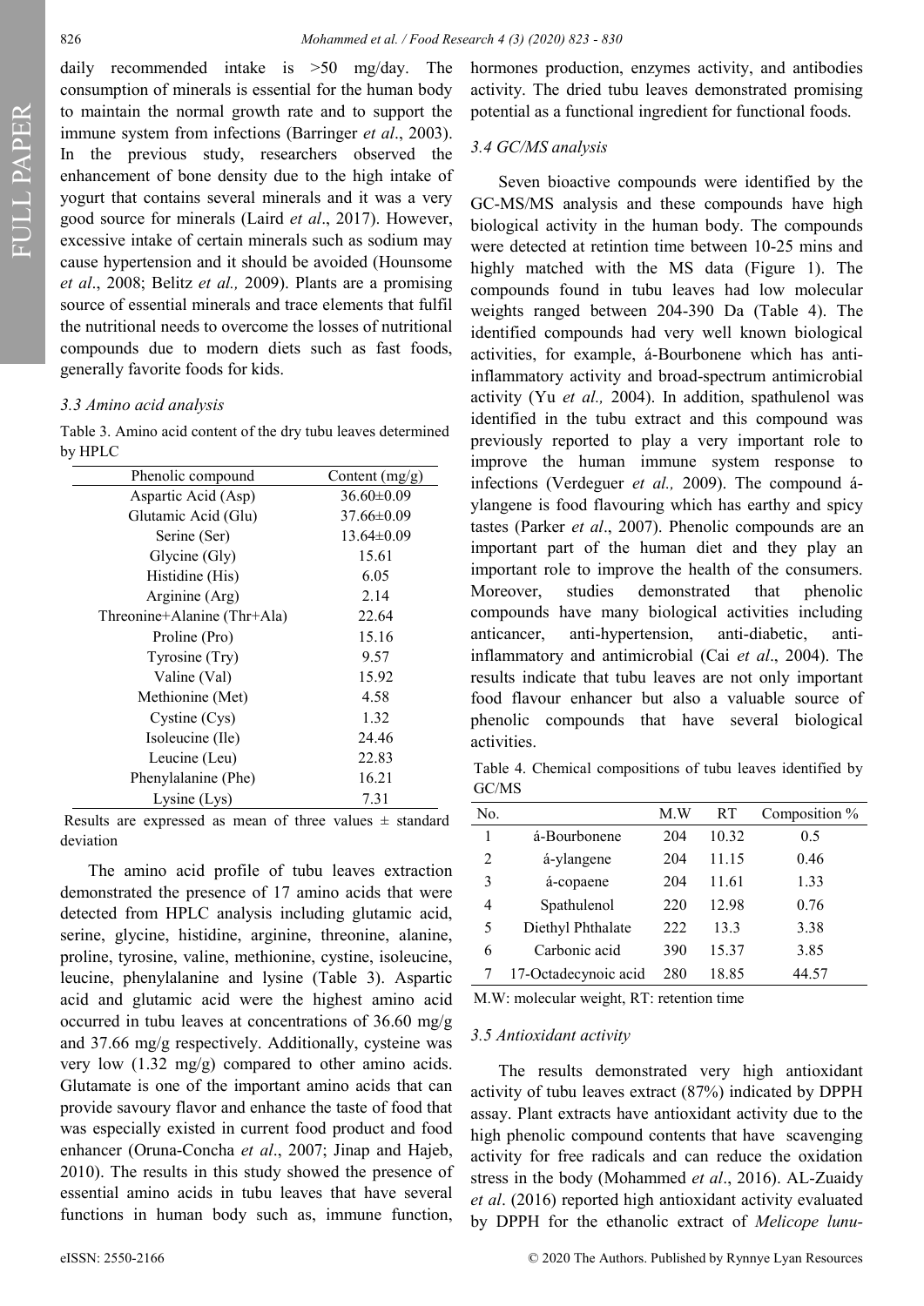daily recommended intake is >50 mg/day. The consumption of minerals is essential for the human body to maintain the normal growth rate and to support the immune system from infections (Barringer *et al*., 2003). In the previous study, researchers observed the enhancement of bone density due to the high intake of yogurt that contains several minerals and it was a very good source for minerals (Laird *et al*., 2017). However, excessive intake of certain minerals such as sodium may cause hypertension and it should be avoided (Hounsome *et al*., 2008; Belitz *et al.,* 2009). Plants are a promising source of essential minerals and trace elements that fulfil the nutritional needs to overcome the losses of nutritional compounds due to modern diets such as fast foods, generally favorite foods for kids.

### *3.3 Amino acid analysis*

Table 3. Amino acid content of the dry tubu leaves determined by HPLC

| Phenolic compound | Content (mg/g) |
|---|---|
| Aspartic Acid (Asp) | 36.60±0.09 |
| Glutamic Acid (Glu) | 37.66±0.09 |
| Serine (Ser) | 13.64±0.09 |
| Glycine (Gly) | 15.61 |
| Histidine (His) | 6.05 |
| Arginine (Arg) | 2.14 |
| Threonine+Alanine (Thr+Ala) | 22.64 |
| Proline (Pro) | 15.16 |
| Tyrosine (Try) | 9.57 |
| Valine (Val) | 15.92 |
| Methionine (Met) | 4.58 |
| Cystine (Cys) | 1.32 |
| Isoleucine (Ile) | 24.46 |
| Leucine (Leu) | 22.83 |
| Phenylalanine (Phe) | 16.21 |
| Lysine (Lys) | 7.31 |

Results are expressed as mean of three values ± standard deviation

The amino acid profile of tubu leaves extraction demonstrated the presence of 17 amino acids that were detected from HPLC analysis including glutamic acid, serine, glycine, histidine, arginine, threonine, alanine, proline, tyrosine, valine, methionine, cystine, isoleucine, leucine, phenylalanine and lysine (Table 3). Aspartic acid and glutamic acid were the highest amino acid occurred in tubu leaves at concentrations of 36.60 mg/g and 37.66 mg/g respectively. Additionally, cysteine was very low (1.32 mg/g) compared to other amino acids. Glutamate is one of the important amino acids that can provide savoury flavor and enhance the taste of food that was especially existed in current food product and food enhancer (Oruna-Concha *et al*., 2007; Jinap and Hajeb, 2010). The results in this study showed the presence of essential amino acids in tubu leaves that have several functions in human body such as, immune function, hormones production, enzymes activity, and antibodies activity. The dried tubu leaves demonstrated promising potential as a functional ingredient for functional foods.

### *3.4 GC/MS analysis*

Seven bioactive compounds were identified by the GC-MS/MS analysis and these compounds have high biological activity in the human body. The compounds were detected at retintion time between 10-25 mins and highly matched with the MS data (Figure 1). The compounds found in tubu leaves had low molecular weights ranged between 204-390 Da (Table 4). The identified compounds had very well known biological activities, for example, á-Bourbonene which has anti-inflammatory activity and broad-spectrum antimicrobial activity (Yu *et al.,* 2004). In addition, spathulenol was identified in the tubu extract and this compound was previously reported to play a very important role to improve the human immune system response to infections (Verdeguer *et al.,* 2009). The compound á-ylangene is food flavouring which has earthy and spicy tastes (Parker *et al*., 2007). Phenolic compounds are an important part of the human diet and they play an important role to improve the health of the consumers. Moreover, studies demonstrated that phenolic compounds have many biological activities including anticancer, anti-hypertension, anti-diabetic, anti-inflammatory and antimicrobial (Cai *et al*., 2004). The results indicate that tubu leaves are not only important food flavour enhancer but also a valuable source of phenolic compounds that have several biological activities.

Table 4. Chemical compositions of tubu leaves identified by GC/MS

| No. | | M.W | RT | Composition % |
|---|---|---|---|---|
| 1 | á-Bourbonene | 204 | 10.32 | 0.5 |
| 2 | á-ylangene | 204 | 11.15 | 0.46 |
| 3 | á-copaene | 204 | 11.61 | 1.33 |
| 4 | Spathulenol | 220 | 12.98 | 0.76 |
| 5 | Diethyl Phthalate | 222 | 13.3 | 3.38 |
| 6 | Carbonic acid | 390 | 15.37 | 3.85 |
| 7 | 17-Octadecynoic acid | 280 | 18.85 | 44.57 |

M.W: molecular weight, RT: retention time

### *3.5 Antioxidant activity*

The results demonstrated very high antioxidant activity of tubu leaves extract (87%) indicated by DPPH assay. Plant extracts have antioxidant activity due to the high phenolic compound contents that have scavenging activity for free radicals and can reduce the oxidation stress in the body (Mohammed *et al*., 2016). AL-Zuaidy *et al*. (2016) reported high antioxidant activity evaluated by DPPH for the ethanolic extract of *Melicope lunu-*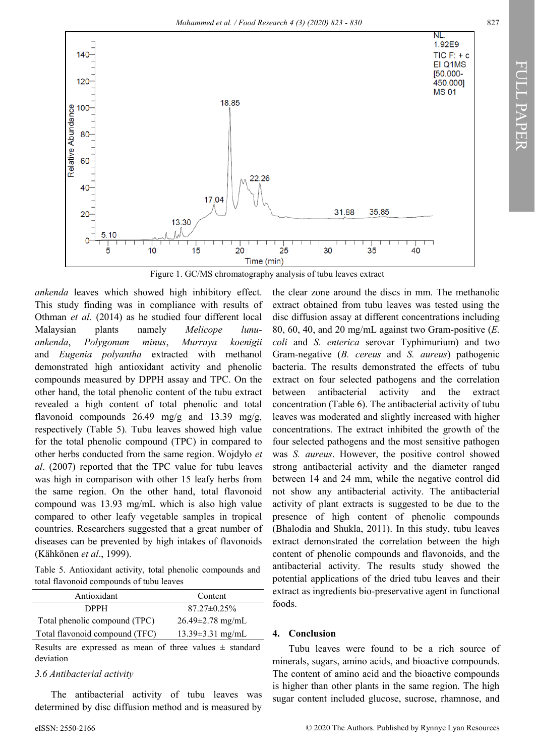Figure 1. GC/MS chromatography analysis of tubu leaves extract

*ankenda* leaves which showed high inhibitory effect. This study finding was in compliance with results of Othman *et al*. (2014) as he studied four different local Malaysian plants namely *Melicope lunu-ankenda*, *Polygonum minus*, *Murraya koenigii* and *Eugenia polyantha* extracted with methanol demonstrated high antioxidant activity and phenolic compounds measured by DPPH assay and TPC. On the other hand, the total phenolic content of the tubu extract revealed a high content of total phenolic and total flavonoid compounds 26.49 mg/g and 13.39 mg/g, respectively (Table 5). Tubu leaves showed high value for the total phenolic compound (TPC) in compared to other herbs conducted from the same region. Wojdyło *et al*. (2007) reported that the TPC value for tubu leaves was high in comparison with other 15 leafy herbs from the same region. On the other hand, total flavonoid compound was 13.93 mg/mL which is also high value compared to other leafy vegetable samples in tropical countries. Researchers suggested that a great number of diseases can be prevented by high intakes of flavonoids (Kähkönen *et al*., 1999).

Table 5. Antioxidant activity, total phenolic compounds and total flavonoid compounds of tubu leaves

| Antioxidant | Content |
|---|---|
| DPPH | 87.27±0.25% |
| Total phenolic compound (TPC) | 26.49±2.78 mg/mL |
| Total flavonoid compound (TFC) | 13.39±3.31 mg/mL |

Results are expressed as mean of three values ± standard deviation

### 3.6 Antibacterial activity

The antibacterial activity of tubu leaves was determined by disc diffusion method and is measured by the clear zone around the discs in mm. The methanolic extract obtained from tubu leaves was tested using the disc diffusion assay at different concentrations including 80, 60, 40, and 20 mg/mL against two Gram-positive (*E. coli* and *S. enterica* serovar Typhimurium) and two Gram-negative (*B. cereus* and *S. aureus*) pathogenic bacteria. The results demonstrated the effects of tubu extract on four selected pathogens and the correlation between antibacterial activity and the extract concentration (Table 6). The antibacterial activity of tubu leaves was moderated and slightly increased with higher concentrations. The extract inhibited the growth of the four selected pathogens and the most sensitive pathogen was *S. aureus*. However, the positive control showed strong antibacterial activity and the diameter ranged between 14 and 24 mm, while the negative control did not show any antibacterial activity. The antibacterial activity of plant extracts is suggested to be due to the presence of high content of phenolic compounds (Bhalodia and Shukla, 2011). In this study, tubu leaves extract demonstrated the correlation between the high content of phenolic compounds and flavonoids, and the antibacterial activity. The results study showed the potential applications of the dried tubu leaves and their extract as ingredients bio-preservative agent in functional foods.

## 4. Conclusion

Tubu leaves were found to be a rich source of minerals, sugars, amino acids, and bioactive compounds. The content of amino acid and the bioactive compounds is higher than other plants in the same region. The high sugar content included glucose, sucrose, rhamnose, and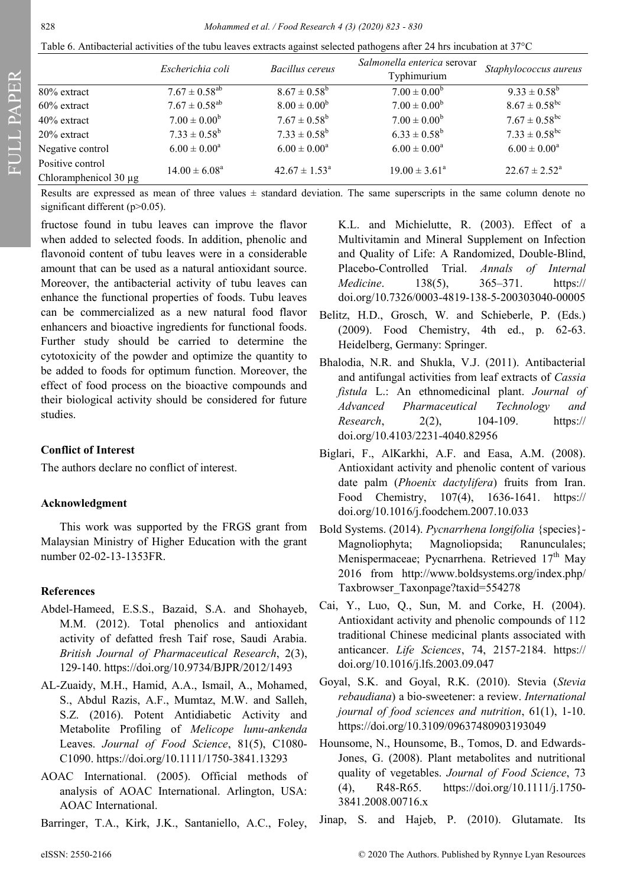Table 6. Antibacterial activities of the tubu leaves extracts against selected pathogens after 24 hrs incubation at 37°C

| | *Escherichia coli* | *Bacillus cereus* | *Salmonella enterica* serovar Typhimurium | *Staphylococcus aureus* |
|---|---|---|---|---|
| 80% extract | $7.67 \pm 0.58^{ab}$ | $8.67 \pm 0.58^{b}$ | $7.00 \pm 0.00^{b}$ | $9.33 \pm 0.58^{b}$ |
| 60% extract | $7.67 \pm 0.58^{ab}$ | $8.00 \pm 0.00^{b}$ | $7.00 \pm 0.00^{b}$ | $8.67 \pm 0.58^{bc}$ |
| 40% extract | $7.00 \pm 0.00^{b}$ | $7.67 \pm 0.58^{b}$ | $7.00 \pm 0.00^{b}$ | $7.67 \pm 0.58^{bc}$ |
| 20% extract | $7.33 \pm 0.58^{b}$ | $7.33 \pm 0.58^{b}$ | $6.33 \pm 0.58^{b}$ | $7.33 \pm 0.58^{bc}$ |
| Negative control | $6.00 \pm 0.00^{a}$ | $6.00 \pm 0.00^{a}$ | $6.00 \pm 0.00^{a}$ | $6.00 \pm 0.00^{a}$ |
| Positive control Chloramphenicol 30 µg | $14.00 \pm 6.08^{a}$ | $42.67 \pm 1.53^{a}$ | $19.00 \pm 3.61^{a}$ | $22.67 \pm 2.52^{a}$ |

Results are expressed as mean of three values ± standard deviation. The same superscripts in the same column denote no significant different (p>0.05).

fructose found in tubu leaves can improve the flavor when added to selected foods. In addition, phenolic and flavonoid content of tubu leaves were in a considerable amount that can be used as a natural antioxidant source. Moreover, the antibacterial activity of tubu leaves can enhance the functional properties of foods. Tubu leaves can be commercialized as a new natural food flavor enhancers and bioactive ingredients for functional foods. Further study should be carried to determine the cytotoxicity of the powder and optimize the quantity to be added to foods for optimum function. Moreover, the effect of food process on the bioactive compounds and their biological activity should be considered for future studies.

## Conflict of Interest

The authors declare no conflict of interest.

## Acknowledgment

This work was supported by the FRGS grant from Malaysian Ministry of Higher Education with the grant number 02-02-13-1353FR.

## References

Abdel-Hameed, E.S.S., Bazaid, S.A. and Shohayeb, M.M. (2012). Total phenolics and antioxidant activity of defatted fresh Taif rose, Saudi Arabia. *British Journal of Pharmaceutical Research*, 2(3), 129-140. https://doi.org/10.9734/BJPR/2012/1493

AL-Zuaidy, M.H., Hamid, A.A., Ismail, A., Mohamed, S., Abdul Razis, A.F., Mumtaz, M.W. and Salleh, S.Z. (2016). Potent Antidiabetic Activity and Metabolite Profiling of *Melicope lunu-ankenda* Leaves. *Journal of Food Science*, 81(5), C1080-C1090. https://doi.org/10.1111/1750-3841.13293

AOAC International. (2005). Official methods of analysis of AOAC International. Arlington, USA: AOAC International.

Barringer, T.A., Kirk, J.K., Santaniello, A.C., Foley, K.L. and Michielutte, R. (2003). Effect of a Multivitamin and Mineral Supplement on Infection and Quality of Life: A Randomized, Double-Blind, Placebo-Controlled Trial. *Annals of Internal Medicine*. 138(5), 365–371. https://doi.org/10.7326/0003-4819-138-5-200303040-00005

Belitz, H.D., Grosch, W. and Schieberle, P. (Eds.) (2009). Food Chemistry, 4th ed., p. 62-63. Heidelberg, Germany: Springer.

Bhalodia, N.R. and Shukla, V.J. (2011). Antibacterial and antifungal activities from leaf extracts of *Cassia fistula* L.: An ethnomedicinal plant. *Journal of Advanced Pharmaceutical Technology and Research*, 2(2), 104-109. https://doi.org/10.4103/2231-4040.82956

Biglari, F., AlKarkhi, A.F. and Easa, A.M. (2008). Antioxidant activity and phenolic content of various date palm (*Phoenix dactylifera*) fruits from Iran. Food Chemistry, 107(4), 1636-1641. https://doi.org/10.1016/j.foodchem.2007.10.033

Bold Systems. (2014). *Pycnarrhena longifolia* {species}-Magnoliophyta; Magnoliopsida; Ranunculales; Menispermaceae; Pycnarrhena. Retrieved 17th May 2016 from http://www.boldsystems.org/index.php/Taxbrowser_Taxonpage?taxid=554278

Cai, Y., Luo, Q., Sun, M. and Corke, H. (2004). Antioxidant activity and phenolic compounds of 112 traditional Chinese medicinal plants associated with anticancer. *Life Sciences*, 74, 2157-2184. https://doi.org/10.1016/j.lfs.2003.09.047

Goyal, S.K. and Goyal, R.K. (2010). Stevia (*Stevia rebaudiana*) a bio-sweetener: a review. *International journal of food sciences and nutrition*, 61(1), 1-10. https://doi.org/10.3109/09637480903193049

Hounsome, N., Hounsome, B., Tomos, D. and Edwards-Jones, G. (2008). Plant metabolites and nutritional quality of vegetables. *Journal of Food Science*, 73 (4), R48-R65. https://doi.org/10.1111/j.1750-3841.2008.00716.x

Jinap, S. and Hajeb, P. (2010). Glutamate. Its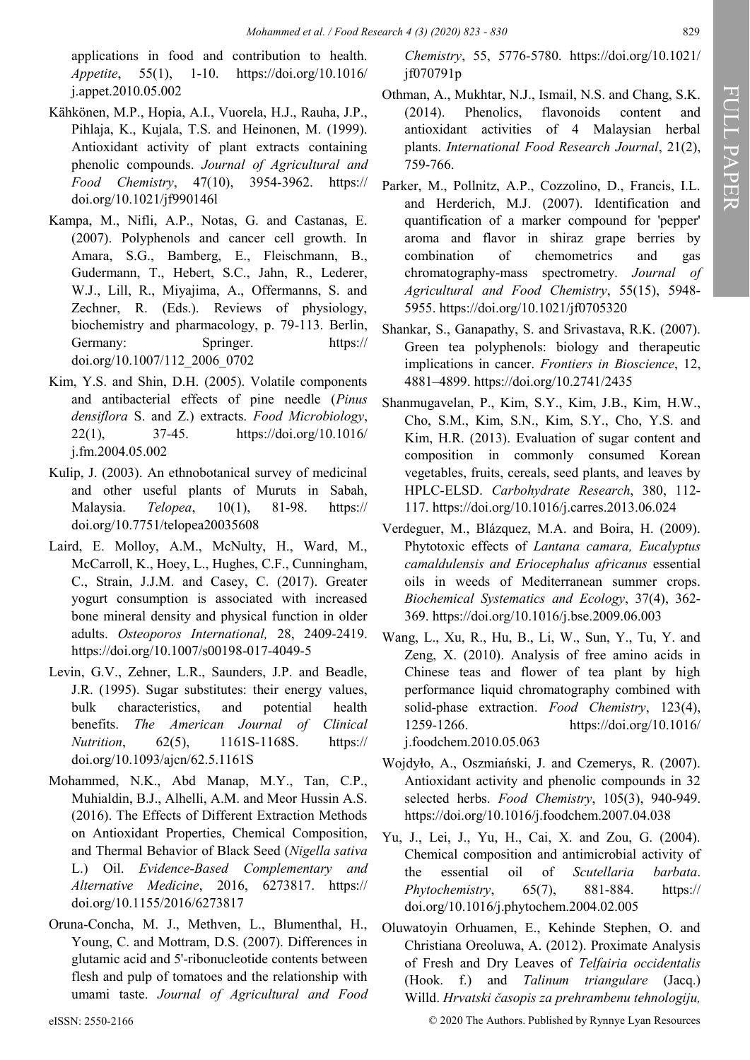applications in food and contribution to health. *Appetite*, 55(1), 1-10. https://doi.org/10.1016/j.appet.2010.05.002

Kähkönen, M.P., Hopia, A.I., Vuorela, H.J., Rauha, J.P., Pihlaja, K., Kujala, T.S. and Heinonen, M. (1999). Antioxidant activity of plant extracts containing phenolic compounds. *Journal of Agricultural and Food Chemistry*, 47(10), 3954-3962. https://doi.org/10.1021/jf990146l

Kampa, M., Nifli, A.P., Notas, G. and Castanas, E. (2007). Polyphenols and cancer cell growth. In Amara, S.G., Bamberg, E., Fleischmann, B., Gudermann, T., Hebert, S.C., Jahn, R., Lederer, W.J., Lill, R., Miyajima, A., Offermanns, S. and Zechner, R. (Eds.). Reviews of physiology, biochemistry and pharmacology, p. 79-113. Berlin, Germany: Springer. https://doi.org/10.1007/112_2006_0702

Kim, Y.S. and Shin, D.H. (2005). Volatile components and antibacterial effects of pine needle (*Pinus densiflora* S. and Z.) extracts. *Food Microbiology*, 22(1), 37-45. https://doi.org/10.1016/j.fm.2004.05.002

Kulip, J. (2003). An ethnobotanical survey of medicinal and other useful plants of Muruts in Sabah, Malaysia. *Telopea*, 10(1), 81-98. https://doi.org/10.7751/telopea20035608

Laird, E. Molloy, A.M., McNulty, H., Ward, M., McCarroll, K., Hoey, L., Hughes, C.F., Cunningham, C., Strain, J.J.M. and Casey, C. (2017). Greater yogurt consumption is associated with increased bone mineral density and physical function in older adults. *Osteoporos International,* 28, 2409-2419. https://doi.org/10.1007/s00198-017-4049-5

Levin, G.V., Zehner, L.R., Saunders, J.P. and Beadle, J.R. (1995). Sugar substitutes: their energy values, bulk characteristics, and potential health benefits. *The American Journal of Clinical Nutrition*, 62(5), 1161S-1168S. https://doi.org/10.1093/ajcn/62.5.1161S

Mohammed, N.K., Abd Manap, M.Y., Tan, C.P., Muhialdin, B.J., Alhelli, A.M. and Meor Hussin A.S. (2016). The Effects of Different Extraction Methods on Antioxidant Properties, Chemical Composition, and Thermal Behavior of Black Seed (*Nigella sativa* L.) Oil. *Evidence-Based Complementary and Alternative Medicine*, 2016, 6273817. https://doi.org/10.1155/2016/6273817

Oruna-Concha, M. J., Methven, L., Blumenthal, H., Young, C. and Mottram, D.S. (2007). Differences in glutamic acid and 5'-ribonucleotide contents between flesh and pulp of tomatoes and the relationship with umami taste. *Journal of Agricultural and Food Chemistry*, 55, 5776-5780. https://doi.org/10.1021/jf070791p

Othman, A., Mukhtar, N.J., Ismail, N.S. and Chang, S.K. (2014). Phenolics, flavonoids content and antioxidant activities of 4 Malaysian herbal plants. *International Food Research Journal*, 21(2), 759-766.

Parker, M., Pollnitz, A.P., Cozzolino, D., Francis, I.L. and Herderich, M.J. (2007). Identification and quantification of a marker compound for 'pepper' aroma and flavor in shiraz grape berries by combination of chemometrics and gas chromatography-mass spectrometry. *Journal of Agricultural and Food Chemistry*, 55(15), 5948-5955. https://doi.org/10.1021/jf0705320

Shankar, S., Ganapathy, S. and Srivastava, R.K. (2007). Green tea polyphenols: biology and therapeutic implications in cancer. *Frontiers in Bioscience*, 12, 4881–4899. https://doi.org/10.2741/2435

Shanmugavelan, P., Kim, S.Y., Kim, J.B., Kim, H.W., Cho, S.M., Kim, S.N., Kim, S.Y., Cho, Y.S. and Kim, H.R. (2013). Evaluation of sugar content and composition in commonly consumed Korean vegetables, fruits, cereals, seed plants, and leaves by HPLC-ELSD. *Carbohydrate Research*, 380, 112-117. https://doi.org/10.1016/j.carres.2013.06.024

Verdeguer, M., Blázquez, M.A. and Boira, H. (2009). Phytotoxic effects of *Lantana camara, Eucalyptus camaldulensis and Eriocephalus africanus* essential oils in weeds of Mediterranean summer crops. *Biochemical Systematics and Ecology*, 37(4), 362-369. https://doi.org/10.1016/j.bse.2009.06.003

Wang, L., Xu, R., Hu, B., Li, W., Sun, Y., Tu, Y. and Zeng, X. (2010). Analysis of free amino acids in Chinese teas and flower of tea plant by high performance liquid chromatography combined with solid-phase extraction. *Food Chemistry*, 123(4), 1259-1266. https://doi.org/10.1016/j.foodchem.2010.05.063

Wojdyło, A., Oszmiański, J. and Czemerys, R. (2007). Antioxidant activity and phenolic compounds in 32 selected herbs. *Food Chemistry*, 105(3), 940-949. https://doi.org/10.1016/j.foodchem.2007.04.038

Yu, J., Lei, J., Yu, H., Cai, X. and Zou, G. (2004). Chemical composition and antimicrobial activity of the essential oil of *Scutellaria barbata*. *Phytochemistry*, 65(7), 881-884. https://doi.org/10.1016/j.phytochem.2004.02.005

Oluwatoyin Orhuamen, E., Kehinde Stephen, O. and Christiana Oreoluwa, A. (2012). Proximate Analysis of Fresh and Dry Leaves of *Telfairia occidentalis* (Hook. f.) and *Talinum triangulare* (Jacq.) Willd. *Hrvatski časopis za prehrambenu tehnologiju,*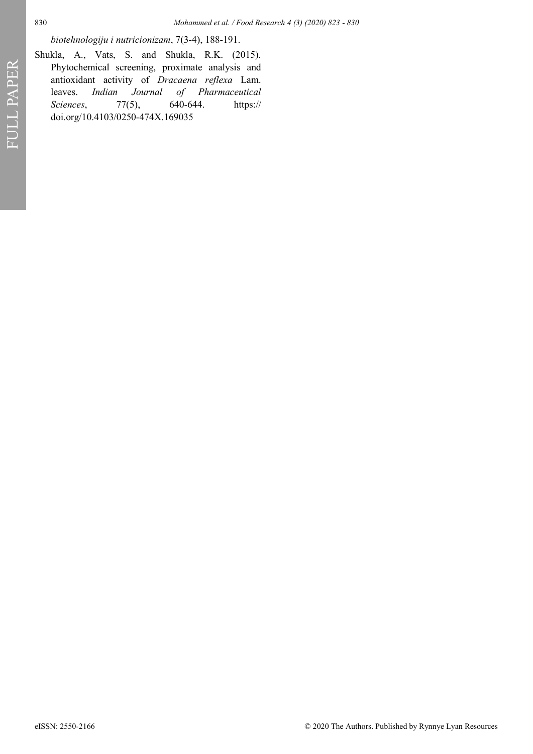*biotehnologiju i nutricionizam*, 7(3-4), 188-191.

Shukla, A., Vats, S. and Shukla, R.K. (2015). Phytochemical screening, proximate analysis and antioxidant activity of *Dracaena reflexa* Lam. leaves. *Indian Journal of Pharmaceutical Sciences*, 77(5), 640-644. https://doi.org/10.4103/0250-474X.169035